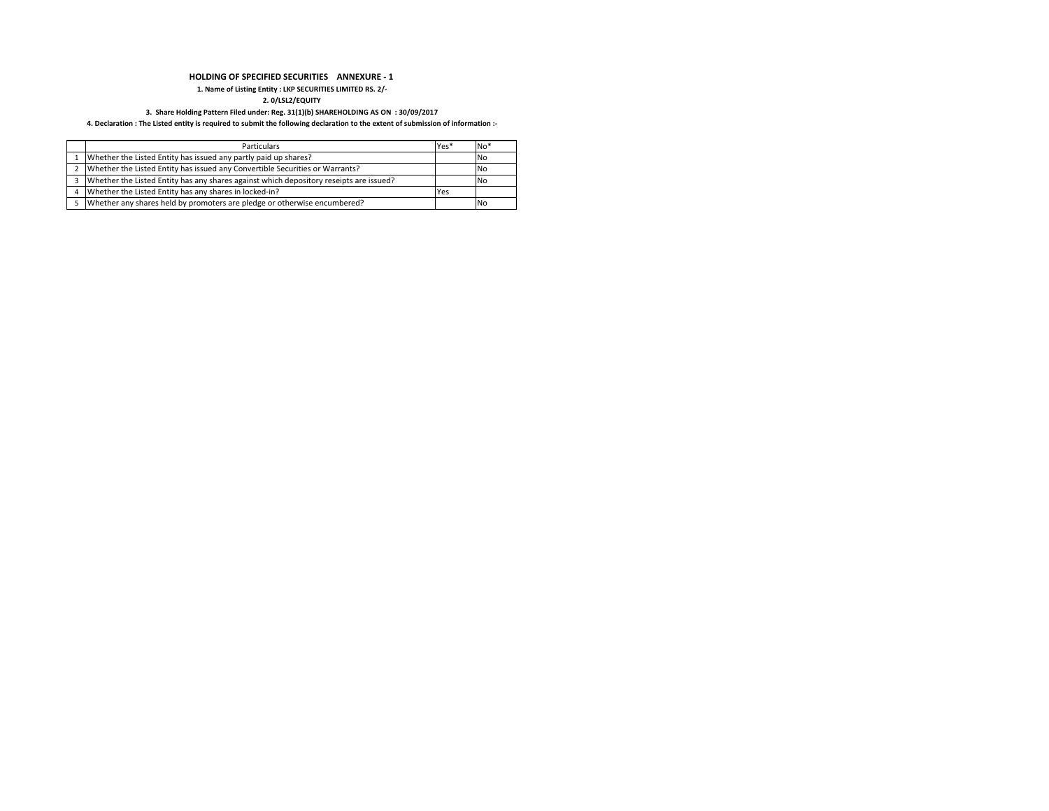**HOLDING OF SPECIFIED SECURITIES ANNEXURE - 1**

**1. Name of Listing Entity : LKP SECURITIES LIMITED RS. 2/-**

**2. 0/LSL2/EQUITY**

**3. Share Holding Pattern Filed under: Reg. 31(1)(b) SHAREHOLDING AS ON : 30/09/2017**

**4. Declaration : The Listed entity is required to submit the following declaration to the extent of submission of information :-**

| | Particulars | Yes* | No* |
|---|---|---|---|
| 1 | Whether the Listed Entity has issued any partly paid up shares? | | No |
| 2 | Whether the Listed Entity has issued any Convertible Securities or Warrants? | | No |
| 3 | Whether the Listed Entity has any shares against which depository reseipts are issued? | | No |
| 4 | Whether the Listed Entity has any shares in locked-in? | Yes | |
| 5 | Whether any shares held by promoters are pledge or otherwise encumbered? | | No |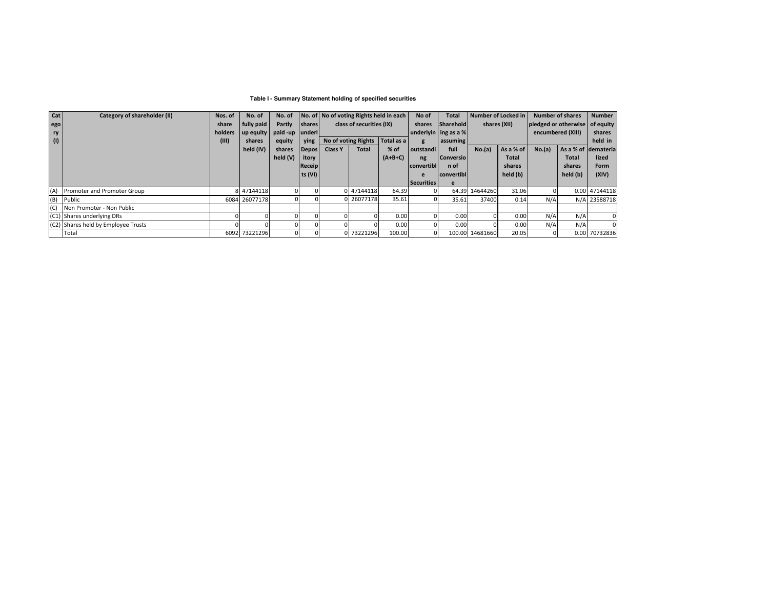**Table I - Summary Statement holding of specified securities**

| Category (I) | Category of shareholder (II) | Nos. of share holders (III) | No. of fully paid up equity shares held (IV) | No. of Partly paid -up equity shares held (V) | No. of shares underlying Depository Receipts (VI) | No of voting Rights held in each class of securities (IX) | | | No of shares underlying outstanding convertible Securities | Total Shareholding as a % assuming full Conversion of convertible | Number of Locked in shares (XII) | | Number of shares pledged or otherwise encumbered (XIII) | | Number of equity shares held in dematerialized Form (XIV) |
|---|---|---|---|---|---|---|---|---|---|---|---|---|---|---|---|
| | | | | | | No of voting Rights | | Total as a % of (A+B+C) | | | No.(a) | As a % of Total shares held (b) | No.(a) | As a % of Total shares held (b) | |
| | | | | | | Class Y | Total | | | | | | | | |
| (A) | Promoter and Promoter Group | 8 | 47144118 | 0 | 0 | 0 | 47144118 | 64.39 | 0 | 64.39 | 14644260 | 31.06 | 0 | 0.00 | 47144118 |
| (B) | Public | 6084 | 26077178 | 0 | 0 | 0 | 26077178 | 35.61 | 0 | 35.61 | 37400 | 0.14 | N/A | N/A | 23588718 |
| (C) | Non Promoter - Non Public | | | | | | | | | | | | | | |
| (C1) | Shares underlying DRs | 0 | 0 | 0 | 0 | 0 | 0 | 0.00 | 0 | 0.00 | 0 | 0.00 | N/A | N/A | 0 |
| (C2) | Shares held by Employee Trusts | 0 | 0 | 0 | 0 | 0 | 0 | 0.00 | 0 | 0.00 | 0 | 0.00 | N/A | N/A | 0 |
| | Total | 6092 | 73221296 | 0 | 0 | 0 | 73221296 | 100.00 | 0 | 100.00 | 14681660 | 20.05 | 0 | 0.00 | 70732836 |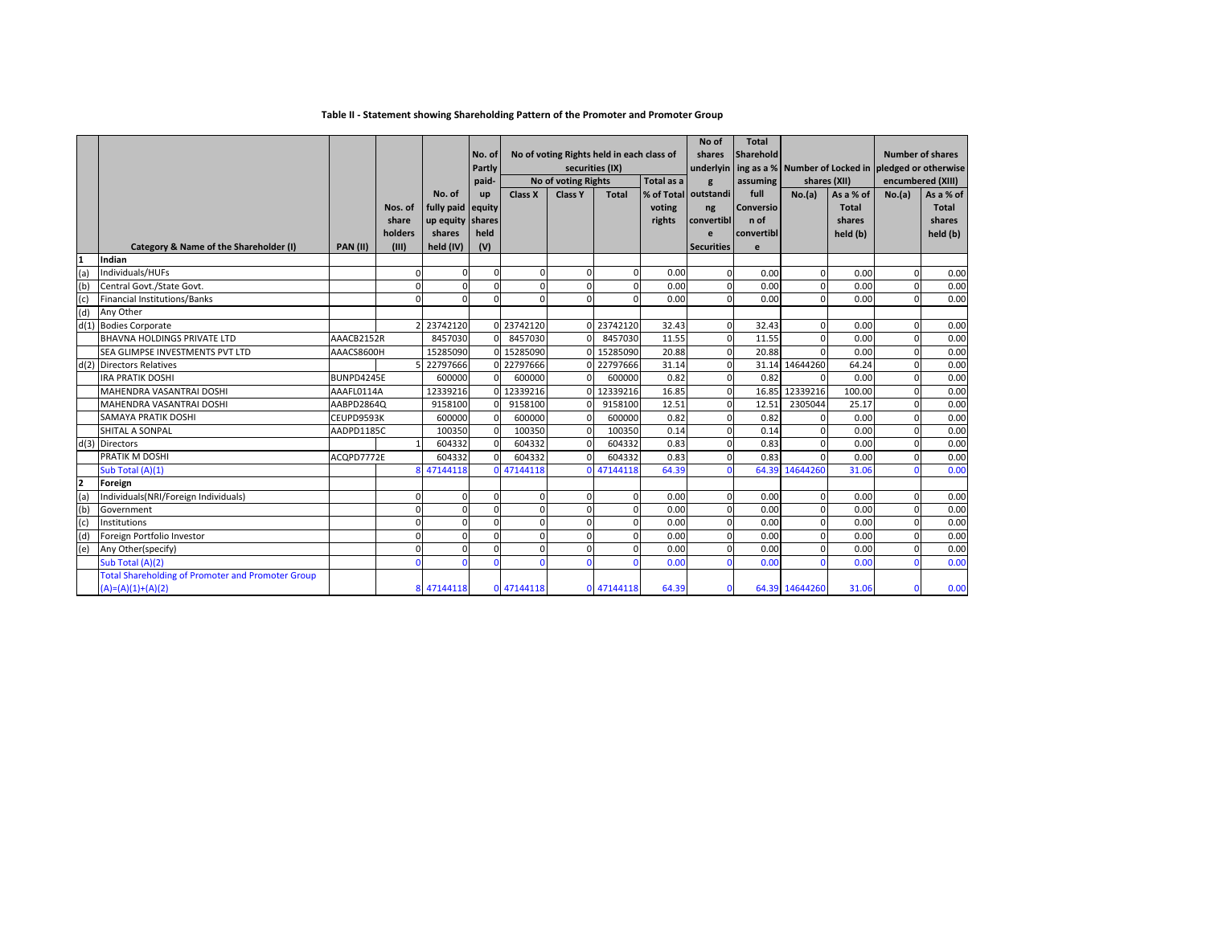**Table II - Statement showing Shareholding Pattern of the Promoter and Promoter Group**

| | Category & Name of the Shareholder (I) | PAN (II) | Nos. of share holders (III) | No. of fully paid up equity shares held (IV) | No. of Partly paid-up equity shares held (V) | No of voting Rights held in each class of securities (IX) | | | | No of shares underlying outstanding convertible Securities | Total Shareholding as a % assuming full Conversion of convertible | Number of Locked in shares (XII) | | Number of shares pledged or otherwise encumbered (XIII) | |
|---|---|---|---|---|---|---|---|---|---|---|---|---|---|---|---|
| | | | | | | No of voting Rights | | | Total as a % of Total voting rights | | | No.(a) | As a % of Total shares held (b) | No.(a) | As a % of Total shares held (b) |
| | | | | | | Class X | Class Y | Total | | | | | | | |
| 1 | Indian | | | | | | | | | | | | | | |
| (a) | Individuals/HUFs | | 0 | 0 | 0 | 0 | 0 | 0 | 0.00 | 0 | 0.00 | 0 | 0.00 | 0 | 0.00 |
| (b) | Central Govt./State Govt. | | 0 | 0 | 0 | 0 | 0 | 0 | 0.00 | 0 | 0.00 | 0 | 0.00 | 0 | 0.00 |
| (c) | Financial Institutions/Banks | | 0 | 0 | 0 | 0 | 0 | 0 | 0.00 | 0 | 0.00 | 0 | 0.00 | 0 | 0.00 |
| (d) | Any Other | | | | | | | | | | | | | | |
| d(1) | Bodies Corporate | | 2 | 23742120 | 0 | 23742120 | 0 | 23742120 | 32.43 | 0 | 32.43 | 0 | 0.00 | 0 | 0.00 |
| | BHAVNA HOLDINGS PRIVATE LTD | AAACB2152R | | 8457030 | 0 | 8457030 | 0 | 8457030 | 11.55 | 0 | 11.55 | 0 | 0.00 | 0 | 0.00 |
| | SEA GLIMPSE INVESTMENTS PVT LTD | AAACS8600H | | 15285090 | 0 | 15285090 | 0 | 15285090 | 20.88 | 0 | 20.88 | 0 | 0.00 | 0 | 0.00 |
| d(2) | Directors Relatives | | 5 | 22797666 | 0 | 22797666 | 0 | 22797666 | 31.14 | 0 | 31.14 | 14644260 | 64.24 | 0 | 0.00 |
| | IRA PRATIK DOSHI | BUNPD4245E | | 600000 | 0 | 600000 | 0 | 600000 | 0.82 | 0 | 0.82 | 0 | 0.00 | 0 | 0.00 |
| | MAHENDRA VASANTRAI DOSHI | AAAFL0114A | | 12339216 | 0 | 12339216 | 0 | 12339216 | 16.85 | 0 | 16.85 | 12339216 | 100.00 | 0 | 0.00 |
| | MAHENDRA VASANTRAI DOSHI | AABPD2864Q | | 9158100 | 0 | 9158100 | 0 | 9158100 | 12.51 | 0 | 12.51 | 2305044 | 25.17 | 0 | 0.00 |
| | SAMAYA PRATIK DOSHI | CEUPD9593K | | 600000 | 0 | 600000 | 0 | 600000 | 0.82 | 0 | 0.82 | 0 | 0.00 | 0 | 0.00 |
| | SHITAL A SONPAL | AADPD1185C | | 100350 | 0 | 100350 | 0 | 100350 | 0.14 | 0 | 0.14 | 0 | 0.00 | 0 | 0.00 |
| d(3) | Directors | | 1 | 604332 | 0 | 604332 | 0 | 604332 | 0.83 | 0 | 0.83 | 0 | 0.00 | 0 | 0.00 |
| | PRATIK M DOSHI | ACQPD7772E | | 604332 | 0 | 604332 | 0 | 604332 | 0.83 | 0 | 0.83 | 0 | 0.00 | 0 | 0.00 |
| | Sub Total (A)(1) | | 8 | 47144118 | 0 | 47144118 | 0 | 47144118 | 64.39 | 0 | 64.39 | 14644260 | 31.06 | 0 | 0.00 |
| 2 | Foreign | | | | | | | | | | | | | | |
| (a) | Individuals(NRI/Foreign Individuals) | | 0 | 0 | 0 | 0 | 0 | 0 | 0.00 | 0 | 0.00 | 0 | 0.00 | 0 | 0.00 |
| (b) | Government | | 0 | 0 | 0 | 0 | 0 | 0 | 0.00 | 0 | 0.00 | 0 | 0.00 | 0 | 0.00 |
| (c) | Institutions | | 0 | 0 | 0 | 0 | 0 | 0 | 0.00 | 0 | 0.00 | 0 | 0.00 | 0 | 0.00 |
| (d) | Foreign Portfolio Investor | | 0 | 0 | 0 | 0 | 0 | 0 | 0.00 | 0 | 0.00 | 0 | 0.00 | 0 | 0.00 |
| (e) | Any Other(specify) | | 0 | 0 | 0 | 0 | 0 | 0 | 0.00 | 0 | 0.00 | 0 | 0.00 | 0 | 0.00 |
| | Sub Total (A)(2) | | 0 | 0 | 0 | 0 | 0 | 0 | 0.00 | 0 | 0.00 | 0 | 0.00 | 0 | 0.00 |
| | Total Shareholding of Promoter and Promoter Group (A)=(A)(1)+(A)(2) | | 8 | 47144118 | 0 | 47144118 | 0 | 47144118 | 64.39 | 0 | 64.39 | 14644260 | 31.06 | 0 | 0.00 |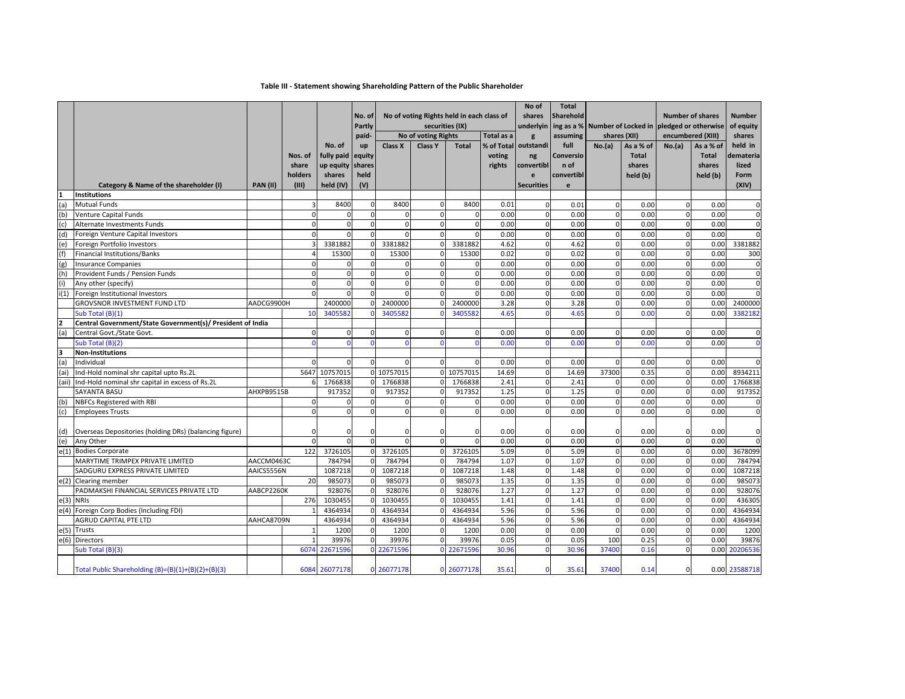**Table III - Statement showing Shareholding Pattern of the Public Shareholder**

| | Category & Name of the shareholder (I) | PAN (II) | Nos. of share holders (III) | No. of fully paid up equity shares held (IV) | No. of Partly paid-up equity shares held (V) | No of voting Rights held in each class of securities (IX) | | | | No of shares underlying outstanding convertible Securities | Total Shareholding as a % assuming full Conversion of convertible | Number of Locked in shares (XII) | | Number of shares pledged or otherwise encumbered (XIII) | | Number of equity shares held in dematerialized Form (XIV) |
|---|---|---|---|---|---|---|---|---|---|---|---|---|---|---|---|---|
| | | | | | | No of voting Rights | | | Total as a % of Total voting rights | | | No.(a) | As a % of Total shares held (b) | No.(a) | As a % of Total shares held (b) | |
| | | | | | | Class X | Class Y | Total | | | | | | | | |
| 1 | **Institutions** | | | | | | | | | | | | | | | |
| (a) | Mutual Funds | | 3 | 8400 | 0 | 8400 | 0 | 8400 | 0.01 | 0 | 0.01 | 0 | 0.00 | 0 | 0.00 | 0 |
| (b) | Venture Capital Funds | | 0 | 0 | 0 | 0 | 0 | 0 | 0.00 | 0 | 0.00 | 0 | 0.00 | 0 | 0.00 | 0 |
| (c) | Alternate Investments Funds | | 0 | 0 | 0 | 0 | 0 | 0 | 0.00 | 0 | 0.00 | 0 | 0.00 | 0 | 0.00 | 0 |
| (d) | Foreign Venture Capital Investors | | 0 | 0 | 0 | 0 | 0 | 0 | 0.00 | 0 | 0.00 | 0 | 0.00 | 0 | 0.00 | 0 |
| (e) | Foreign Portfolio Investors | | 3 | 3381882 | 0 | 3381882 | 0 | 3381882 | 4.62 | 0 | 4.62 | 0 | 0.00 | 0 | 0.00 | 3381882 |
| (f) | Financial Institutions/Banks | | 4 | 15300 | 0 | 15300 | 0 | 15300 | 0.02 | 0 | 0.02 | 0 | 0.00 | 0 | 0.00 | 300 |
| (g) | Insurance Companies | | 0 | 0 | 0 | 0 | 0 | 0 | 0.00 | 0 | 0.00 | 0 | 0.00 | 0 | 0.00 | 0 |
| (h) | Provident Funds / Pension Funds | | 0 | 0 | 0 | 0 | 0 | 0 | 0.00 | 0 | 0.00 | 0 | 0.00 | 0 | 0.00 | 0 |
| (i) | Any other (specify) | | 0 | 0 | 0 | 0 | 0 | 0 | 0.00 | 0 | 0.00 | 0 | 0.00 | 0 | 0.00 | 0 |
| i(1) | Foreign Institutional Investors | | 0 | 0 | 0 | 0 | 0 | 0 | 0.00 | 0 | 0.00 | 0 | 0.00 | 0 | 0.00 | 0 |
| | GROVSNOR INVESTMENT FUND LTD | AADCG9900H | | 2400000 | 0 | 2400000 | 0 | 2400000 | 3.28 | 0 | 3.28 | 0 | 0.00 | 0 | 0.00 | 2400000 |
| | Sub Total (B)(1) | | 10 | 3405582 | 0 | 3405582 | 0 | 3405582 | 4.65 | 0 | 4.65 | 0 | 0.00 | 0 | 0.00 | 3382182 |
| 2 | **Central Government/State Government(s)/ President of India** | | | | | | | | | | | | | | | |
| (a) | Central Govt./State Govt. | | 0 | 0 | 0 | 0 | 0 | 0 | 0.00 | 0 | 0.00 | 0 | 0.00 | 0 | 0.00 | 0 |
| | Sub Total (B)(2) | | 0 | 0 | 0 | 0 | 0 | 0 | 0.00 | 0 | 0.00 | 0 | 0.00 | 0 | 0.00 | 0 |
| 3 | **Non-Institutions** | | | | | | | | | | | | | | | |
| (a) | Individual | | 0 | 0 | 0 | 0 | 0 | 0 | 0.00 | 0 | 0.00 | 0 | 0.00 | 0 | 0.00 | 0 |
| (ai) | Ind-Hold nominal shr capital upto Rs.2L | | 5647 | 10757015 | 0 | 10757015 | 0 | 10757015 | 14.69 | 0 | 14.69 | 37300 | 0.35 | 0 | 0.00 | 8934211 |
| (aii) | Ind-Hold nominal shr capital in excess of Rs.2L | | 6 | 1766838 | 0 | 1766838 | 0 | 1766838 | 2.41 | 0 | 2.41 | 0 | 0.00 | 0 | 0.00 | 1766838 |
| | SAYANTA BASU | AHXPB9515B | | 917352 | 0 | 917352 | 0 | 917352 | 1.25 | 0 | 1.25 | 0 | 0.00 | 0 | 0.00 | 917352 |
| (b) | NBFCs Registered with RBI | | 0 | 0 | 0 | 0 | 0 | 0 | 0.00 | 0 | 0.00 | 0 | 0.00 | 0 | 0.00 | 0 |
| (c) | Employees Trusts | | 0 | 0 | 0 | 0 | 0 | 0 | 0.00 | 0 | 0.00 | 0 | 0.00 | 0 | 0.00 | 0 |
| (d) | Overseas Depositories (holding DRs) (balancing figure) | | 0 | 0 | 0 | 0 | 0 | 0 | 0.00 | 0 | 0.00 | 0 | 0.00 | 0 | 0.00 | 0 |
| (e) | Any Other | | 0 | 0 | 0 | 0 | 0 | 0 | 0.00 | 0 | 0.00 | 0 | 0.00 | 0 | 0.00 | 0 |
| e(1) | Bodies Corporate | | 122 | 3726105 | 0 | 3726105 | 0 | 3726105 | 5.09 | 0 | 5.09 | 0 | 0.00 | 0 | 0.00 | 3678099 |
| | MARYTIME TRIMPEX PRIVATE LIMITED | AACCM0463C | | 784794 | 0 | 784794 | 0 | 784794 | 1.07 | 0 | 1.07 | 0 | 0.00 | 0 | 0.00 | 784794 |
| | SADGURU EXPRESS PRIVATE LIMITED | AAICS5556N | | 1087218 | 0 | 1087218 | 0 | 1087218 | 1.48 | 0 | 1.48 | 0 | 0.00 | 0 | 0.00 | 1087218 |
| e(2) | Clearing member | | 20 | 985073 | 0 | 985073 | 0 | 985073 | 1.35 | 0 | 1.35 | 0 | 0.00 | 0 | 0.00 | 985073 |
| | PADMAKSHI FINANCIAL SERVICES PRIVATE LTD | AABCP2260K | | 928076 | 0 | 928076 | 0 | 928076 | 1.27 | 0 | 1.27 | 0 | 0.00 | 0 | 0.00 | 928076 |
| e(3) | NRIs | | 276 | 1030455 | 0 | 1030455 | 0 | 1030455 | 1.41 | 0 | 1.41 | 0 | 0.00 | 0 | 0.00 | 436305 |
| e(4) | Foreign Corp Bodies (Including FDI) | | 1 | 4364934 | 0 | 4364934 | 0 | 4364934 | 5.96 | 0 | 5.96 | 0 | 0.00 | 0 | 0.00 | 4364934 |
| | AGRUD CAPITAL PTE LTD | AAHCA8709N | | 4364934 | 0 | 4364934 | 0 | 4364934 | 5.96 | 0 | 5.96 | 0 | 0.00 | 0 | 0.00 | 4364934 |
| e(5) | Trusts | | 1 | 1200 | 0 | 1200 | 0 | 1200 | 0.00 | 0 | 0.00 | 0 | 0.00 | 0 | 0.00 | 1200 |
| e(6) | Directors | | 1 | 39976 | 0 | 39976 | 0 | 39976 | 0.05 | 0 | 0.05 | 100 | 0.25 | 0 | 0.00 | 39876 |
| | Sub Total (B)(3) | | 6074 | 22671596 | 0 | 22671596 | 0 | 22671596 | 30.96 | 0 | 30.96 | 37400 | 0.16 | 0 | 0.00 | 20206536 |
| | Total Public Shareholding (B)=(B)(1)+(B)(2)+(B)(3) | | 6084 | 26077178 | 0 | 26077178 | 0 | 26077178 | 35.61 | 0 | 35.61 | 37400 | 0.14 | 0 | 0.00 | 23588718 |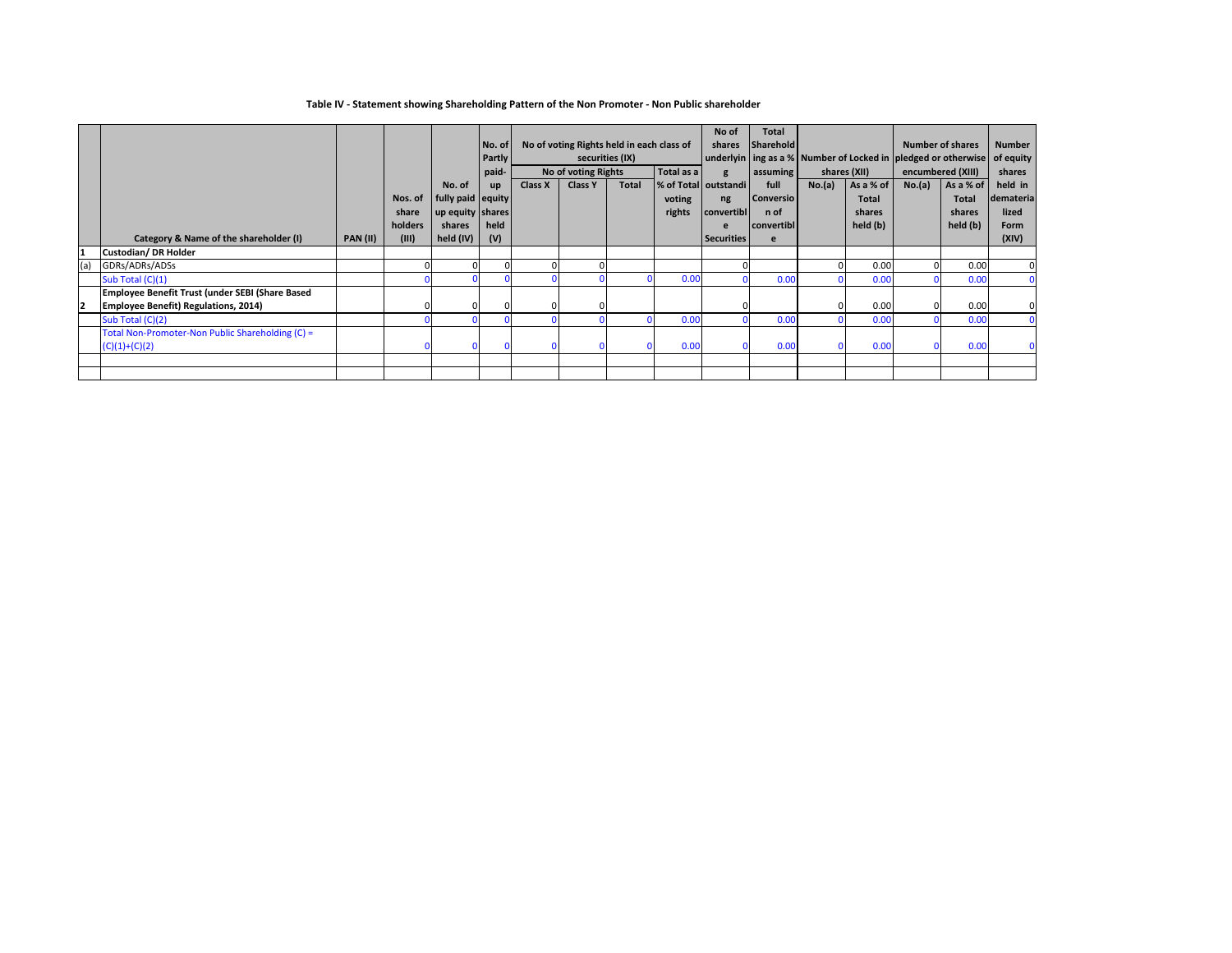**Table IV - Statement showing Shareholding Pattern of the Non Promoter - Non Public shareholder**

| | Category & Name of the shareholder (I) | PAN (II) | Nos. of share holders (III) | No. of fully paid up equity shares held (IV) | No. of Partly paid-up equity shares held (V) | No of voting Rights held in each class of securities (IX) | | | | No of shares underlying outstanding convertible Securities | Total Shareholding as a % assuming full Conversion of convertible | Number of Locked in shares (XII) | | Number of shares pledged or otherwise encumbered (XIII) | | Number of equity shares held in dematerialized Form (XIV) |
|---|---|---|---|---|---|---|---|---|---|---|---|---|---|---|---|---|
| | | | | | | No of voting Rights | | | Total as a % of Total voting rights | | | No.(a) | As a % of Total shares held (b) | No.(a) | As a % of Total shares held (b) | |
| | | | | | | Class X | Class Y | Total | | | | | | | | |
| 1 | **Custodian/ DR Holder** | | | | | | | | | | | | | | | |
| (a) | GDRs/ADRs/ADSs | | 0 | 0 | 0 | 0 | 0 | | | 0 | | 0 | 0.00 | 0 | 0.00 | 0 |
| | Sub Total (C)(1) | | 0 | 0 | 0 | 0 | 0 | 0 | 0.00 | 0 | 0.00 | 0 | 0.00 | 0 | 0.00 | 0 |
| 2 | **Employee Benefit Trust (under SEBI (Share Based Employee Benefit) Regulations, 2014)** | | 0 | 0 | 0 | 0 | 0 | | | 0 | | 0 | 0.00 | 0 | 0.00 | 0 |
| | Sub Total (C)(2) | | 0 | 0 | 0 | 0 | 0 | 0 | 0.00 | 0 | 0.00 | 0 | 0.00 | 0 | 0.00 | 0 |
| | Total Non-Promoter-Non Public Shareholding (C) = (C)(1)+(C)(2) | | 0 | 0 | 0 | 0 | 0 | 0 | 0.00 | 0 | 0.00 | 0 | 0.00 | 0 | 0.00 | 0 |